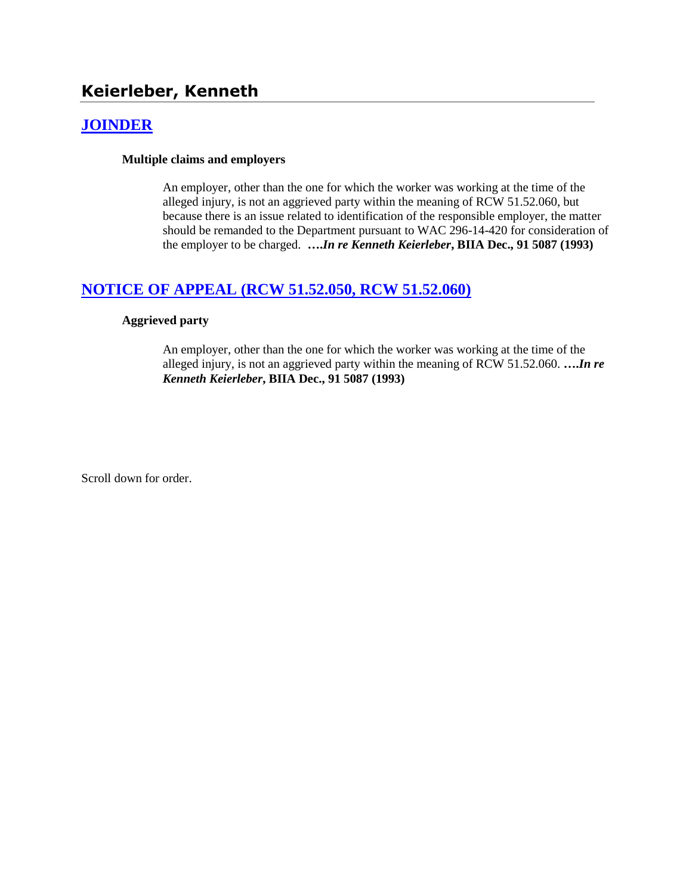# Keierleber, Kenneth

## [JOINDER]

### Multiple claims and employers

An employer, other than the one for which the worker was working at the time of the alleged injury, is not an aggrieved party within the meaning of RCW 51.52.060, but because there is an issue related to identification of the responsible employer, the matter should be remanded to the Department pursuant to WAC 296-14-420 for consideration of the employer to be charged. **….*In re Kenneth Keierleber*, BIIA Dec., 91 5087 (1993)**

## [NOTICE OF APPEAL (RCW 51.52.050, RCW 51.52.060)]

### Aggrieved party

An employer, other than the one for which the worker was working at the time of the alleged injury, is not an aggrieved party within the meaning of RCW 51.52.060. **….*In re Kenneth Keierleber*, BIIA Dec., 91 5087 (1993)**

Scroll down for order.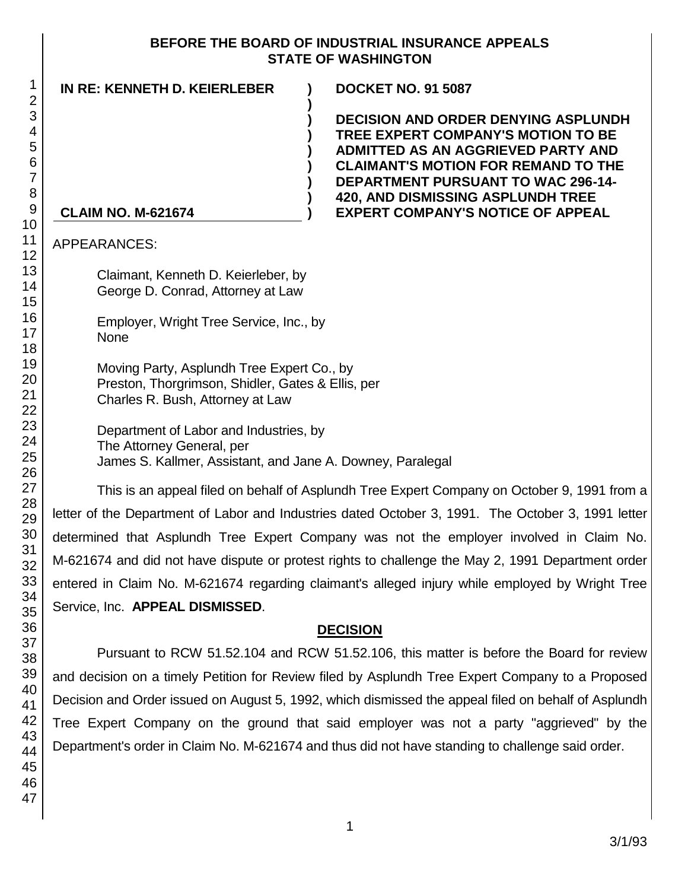**BEFORE THE BOARD OF INDUSTRIAL INSURANCE APPEALS**
**STATE OF WASHINGTON**

| | | |
|---|---|---|
| **IN RE: KENNETH D. KEIERLEBER** | **)** | **DOCKET NO. 91 5087** |
| | **)** | |
| | **)** | **DECISION AND ORDER DENYING ASPLUNDH TREE EXPERT COMPANY'S MOTION TO BE ADMITTED AS AN AGGRIEVED PARTY AND CLAIMANT'S MOTION FOR REMAND TO THE DEPARTMENT PURSUANT TO WAC 296-14-420, AND DISMISSING ASPLUNDH TREE EXPERT COMPANY'S NOTICE OF APPEAL** |
| **CLAIM NO. M-621674** | **)** | |

APPEARANCES:

Claimant, Kenneth D. Keierleber, by
George D. Conrad, Attorney at Law

Employer, Wright Tree Service, Inc., by
None

Moving Party, Asplundh Tree Expert Co., by
Preston, Thorgrimson, Shidler, Gates & Ellis, per
Charles R. Bush, Attorney at Law

Department of Labor and Industries, by
The Attorney General, per
James S. Kallmer, Assistant, and Jane A. Downey, Paralegal

This is an appeal filed on behalf of Asplundh Tree Expert Company on October 9, 1991 from a letter of the Department of Labor and Industries dated October 3, 1991. The October 3, 1991 letter determined that Asplundh Tree Expert Company was not the employer involved in Claim No. M-621674 and did not have dispute or protest rights to challenge the May 2, 1991 Department order entered in Claim No. M-621674 regarding claimant's alleged injury while employed by Wright Tree Service, Inc. **APPEAL DISMISSED**.

## DECISION

Pursuant to RCW 51.52.104 and RCW 51.52.106, this matter is before the Board for review and decision on a timely Petition for Review filed by Asplundh Tree Expert Company to a Proposed Decision and Order issued on August 5, 1992, which dismissed the appeal filed on behalf of Asplundh Tree Expert Company on the ground that said employer was not a party "aggrieved" by the Department's order in Claim No. M-621674 and thus did not have standing to challenge said order.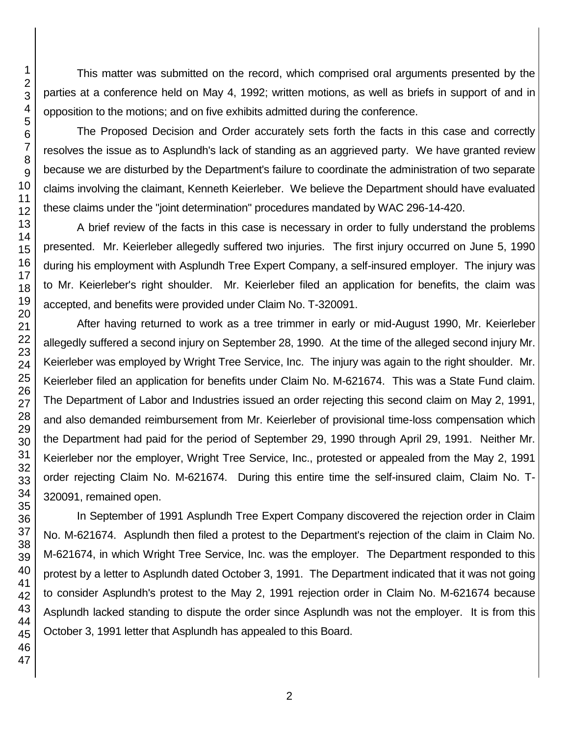This matter was submitted on the record, which comprised oral arguments presented by the parties at a conference held on May 4, 1992; written motions, as well as briefs in support of and in opposition to the motions; and on five exhibits admitted during the conference.

The Proposed Decision and Order accurately sets forth the facts in this case and correctly resolves the issue as to Asplundh's lack of standing as an aggrieved party. We have granted review because we are disturbed by the Department's failure to coordinate the administration of two separate claims involving the claimant, Kenneth Keierleber. We believe the Department should have evaluated these claims under the "joint determination" procedures mandated by WAC 296-14-420.

A brief review of the facts in this case is necessary in order to fully understand the problems presented. Mr. Keierleber allegedly suffered two injuries. The first injury occurred on June 5, 1990 during his employment with Asplundh Tree Expert Company, a self-insured employer. The injury was to Mr. Keierleber's right shoulder. Mr. Keierleber filed an application for benefits, the claim was accepted, and benefits were provided under Claim No. T-320091.

After having returned to work as a tree trimmer in early or mid-August 1990, Mr. Keierleber allegedly suffered a second injury on September 28, 1990. At the time of the alleged second injury Mr. Keierleber was employed by Wright Tree Service, Inc. The injury was again to the right shoulder. Mr. Keierleber filed an application for benefits under Claim No. M-621674. This was a State Fund claim. The Department of Labor and Industries issued an order rejecting this second claim on May 2, 1991, and also demanded reimbursement from Mr. Keierleber of provisional time-loss compensation which the Department had paid for the period of September 29, 1990 through April 29, 1991. Neither Mr. Keierleber nor the employer, Wright Tree Service, Inc., protested or appealed from the May 2, 1991 order rejecting Claim No. M-621674. During this entire time the self-insured claim, Claim No. T-320091, remained open.

In September of 1991 Asplundh Tree Expert Company discovered the rejection order in Claim No. M-621674. Asplundh then filed a protest to the Department's rejection of the claim in Claim No. M-621674, in which Wright Tree Service, Inc. was the employer. The Department responded to this protest by a letter to Asplundh dated October 3, 1991. The Department indicated that it was not going to consider Asplundh's protest to the May 2, 1991 rejection order in Claim No. M-621674 because Asplundh lacked standing to dispute the order since Asplundh was not the employer. It is from this October 3, 1991 letter that Asplundh has appealed to this Board.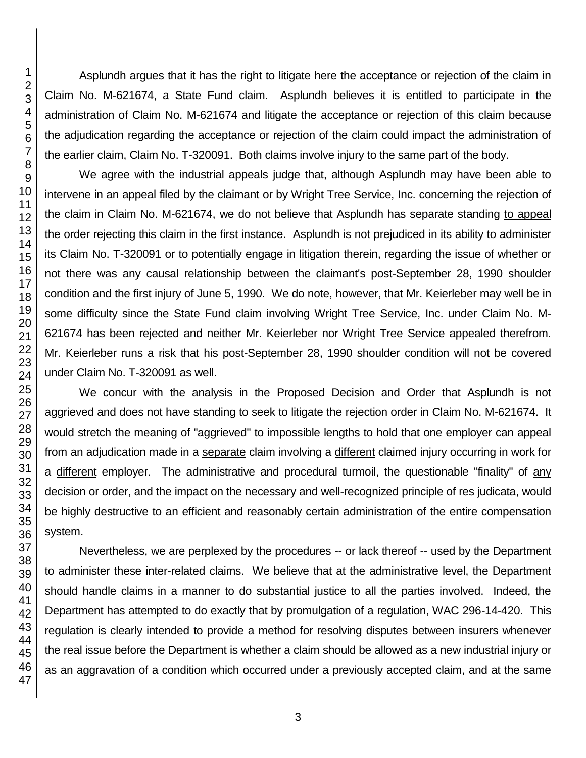Asplundh argues that it has the right to litigate here the acceptance or rejection of the claim in Claim No. M-621674, a State Fund claim. Asplundh believes it is entitled to participate in the administration of Claim No. M-621674 and litigate the acceptance or rejection of this claim because the adjudication regarding the acceptance or rejection of the claim could impact the administration of the earlier claim, Claim No. T-320091. Both claims involve injury to the same part of the body.

We agree with the industrial appeals judge that, although Asplundh may have been able to intervene in an appeal filed by the claimant or by Wright Tree Service, Inc. concerning the rejection of the claim in Claim No. M-621674, we do not believe that Asplundh has separate standing <u>to appeal</u> the order rejecting this claim in the first instance. Asplundh is not prejudiced in its ability to administer its Claim No. T-320091 or to potentially engage in litigation therein, regarding the issue of whether or not there was any causal relationship between the claimant's post-September 28, 1990 shoulder condition and the first injury of June 5, 1990. We do note, however, that Mr. Keierleber may well be in some difficulty since the State Fund claim involving Wright Tree Service, Inc. under Claim No. M-621674 has been rejected and neither Mr. Keierleber nor Wright Tree Service appealed therefrom. Mr. Keierleber runs a risk that his post-September 28, 1990 shoulder condition will not be covered under Claim No. T-320091 as well.

We concur with the analysis in the Proposed Decision and Order that Asplundh is not aggrieved and does not have standing to seek to litigate the rejection order in Claim No. M-621674. It would stretch the meaning of "aggrieved" to impossible lengths to hold that one employer can appeal from an adjudication made in a <u>separate</u> claim involving a <u>different</u> claimed injury occurring in work for a <u>different</u> employer. The administrative and procedural turmoil, the questionable "finality" of <u>any</u> decision or order, and the impact on the necessary and well-recognized principle of res judicata, would be highly destructive to an efficient and reasonably certain administration of the entire compensation system.

Nevertheless, we are perplexed by the procedures -- or lack thereof -- used by the Department to administer these inter-related claims. We believe that at the administrative level, the Department should handle claims in a manner to do substantial justice to all the parties involved. Indeed, the Department has attempted to do exactly that by promulgation of a regulation, WAC 296-14-420. This regulation is clearly intended to provide a method for resolving disputes between insurers whenever the real issue before the Department is whether a claim should be allowed as a new industrial injury or as an aggravation of a condition which occurred under a previously accepted claim, and at the same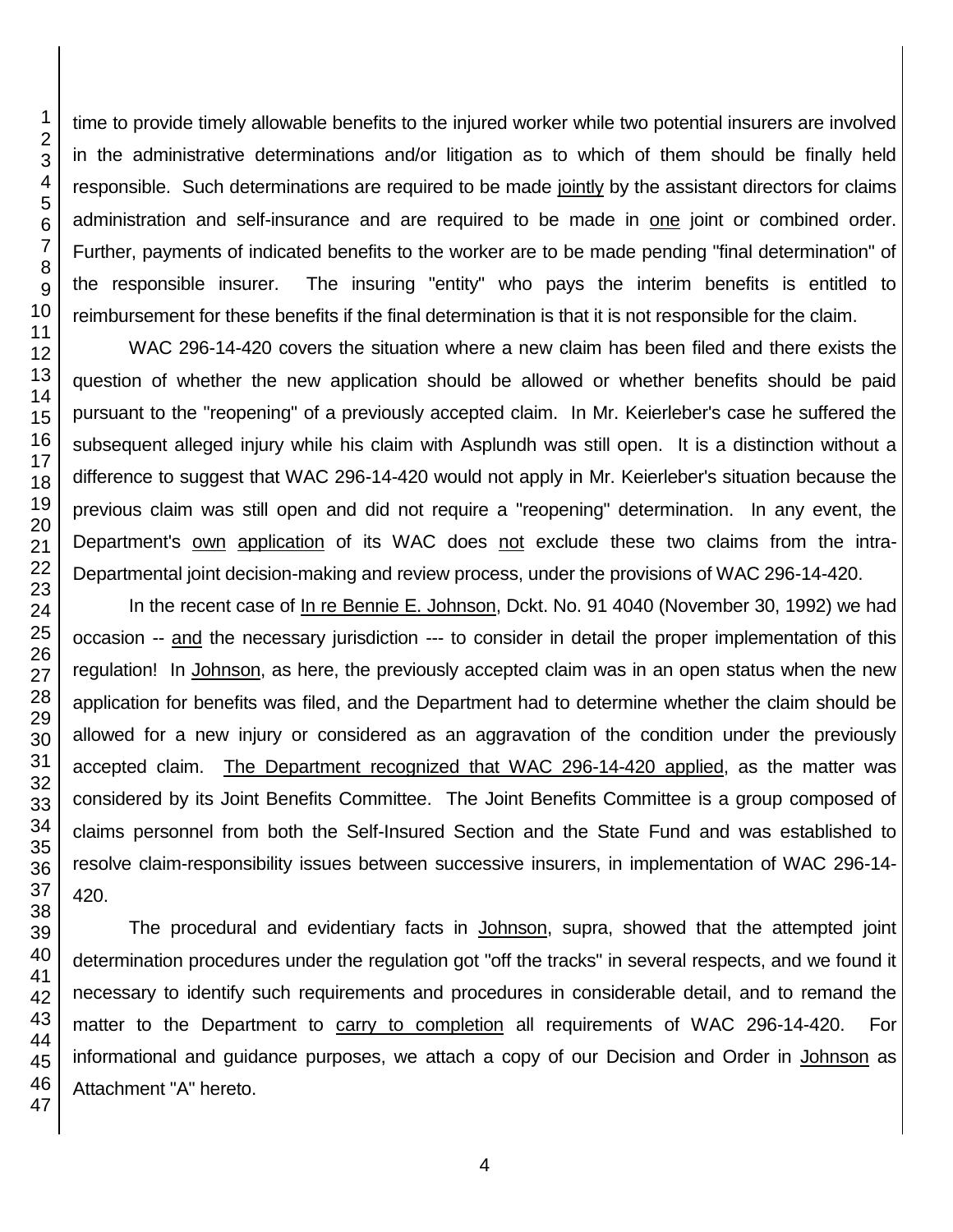time to provide timely allowable benefits to the injured worker while two potential insurers are involved in the administrative determinations and/or litigation as to which of them should be finally held responsible. Such determinations are required to be made jointly by the assistant directors for claims administration and self-insurance and are required to be made in one joint or combined order. Further, payments of indicated benefits to the worker are to be made pending "final determination" of the responsible insurer. The insuring "entity" who pays the interim benefits is entitled to reimbursement for these benefits if the final determination is that it is not responsible for the claim.

WAC 296-14-420 covers the situation where a new claim has been filed and there exists the question of whether the new application should be allowed or whether benefits should be paid pursuant to the "reopening" of a previously accepted claim. In Mr. Keierleber's case he suffered the subsequent alleged injury while his claim with Asplundh was still open. It is a distinction without a difference to suggest that WAC 296-14-420 would not apply in Mr. Keierleber's situation because the previous claim was still open and did not require a "reopening" determination. In any event, the Department's own application of its WAC does not exclude these two claims from the intra-Departmental joint decision-making and review process, under the provisions of WAC 296-14-420.

In the recent case of In re Bennie E. Johnson, Dckt. No. 91 4040 (November 30, 1992) we had occasion -- and the necessary jurisdiction --- to consider in detail the proper implementation of this regulation! In Johnson, as here, the previously accepted claim was in an open status when the new application for benefits was filed, and the Department had to determine whether the claim should be allowed for a new injury or considered as an aggravation of the condition under the previously accepted claim. The Department recognized that WAC 296-14-420 applied, as the matter was considered by its Joint Benefits Committee. The Joint Benefits Committee is a group composed of claims personnel from both the Self-Insured Section and the State Fund and was established to resolve claim-responsibility issues between successive insurers, in implementation of WAC 296-14-420.

The procedural and evidentiary facts in Johnson, supra, showed that the attempted joint determination procedures under the regulation got "off the tracks" in several respects, and we found it necessary to identify such requirements and procedures in considerable detail, and to remand the matter to the Department to carry to completion all requirements of WAC 296-14-420. For informational and guidance purposes, we attach a copy of our Decision and Order in Johnson as Attachment "A" hereto.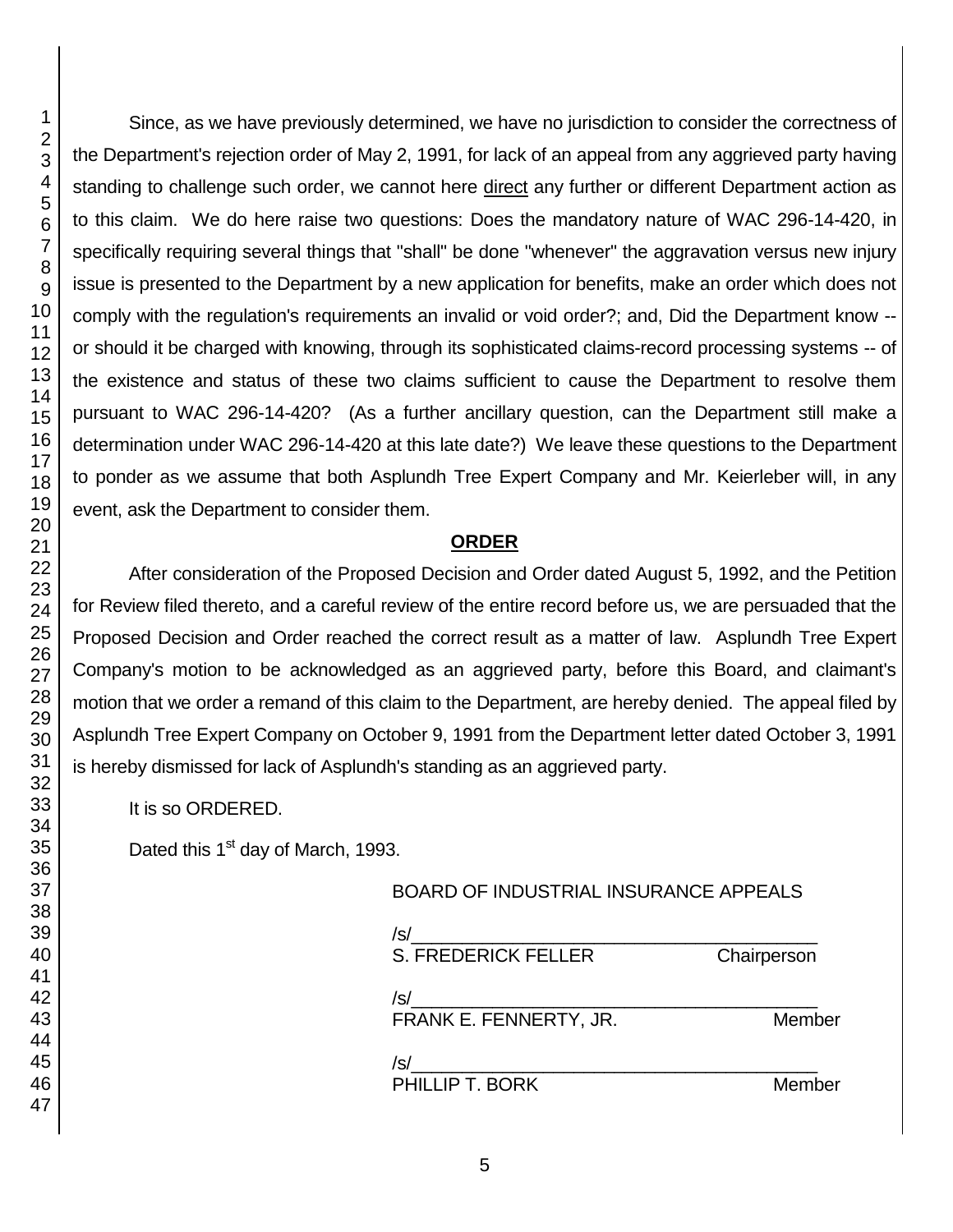Since, as we have previously determined, we have no jurisdiction to consider the correctness of the Department's rejection order of May 2, 1991, for lack of an appeal from any aggrieved party having standing to challenge such order, we cannot here direct any further or different Department action as to this claim. We do here raise two questions: Does the mandatory nature of WAC 296-14-420, in specifically requiring several things that "shall" be done "whenever" the aggravation versus new injury issue is presented to the Department by a new application for benefits, make an order which does not comply with the regulation's requirements an invalid or void order?; and, Did the Department know -- or should it be charged with knowing, through its sophisticated claims-record processing systems -- of the existence and status of these two claims sufficient to cause the Department to resolve them pursuant to WAC 296-14-420? (As a further ancillary question, can the Department still make a determination under WAC 296-14-420 at this late date?) We leave these questions to the Department to ponder as we assume that both Asplundh Tree Expert Company and Mr. Keierleber will, in any event, ask the Department to consider them.

## ORDER

After consideration of the Proposed Decision and Order dated August 5, 1992, and the Petition for Review filed thereto, and a careful review of the entire record before us, we are persuaded that the Proposed Decision and Order reached the correct result as a matter of law. Asplundh Tree Expert Company's motion to be acknowledged as an aggrieved party, before this Board, and claimant's motion that we order a remand of this claim to the Department, are hereby denied. The appeal filed by Asplundh Tree Expert Company on October 9, 1991 from the Department letter dated October 3, 1991 is hereby dismissed for lack of Asplundh's standing as an aggrieved party.

It is so ORDERED.

Dated this 1st day of March, 1993.

BOARD OF INDUSTRIAL INSURANCE APPEALS

/s/
S. FREDERICK FELLER Chairperson

/s/
FRANK E. FENNERTY, JR. Member

/s/
PHILLIP T. BORK Member